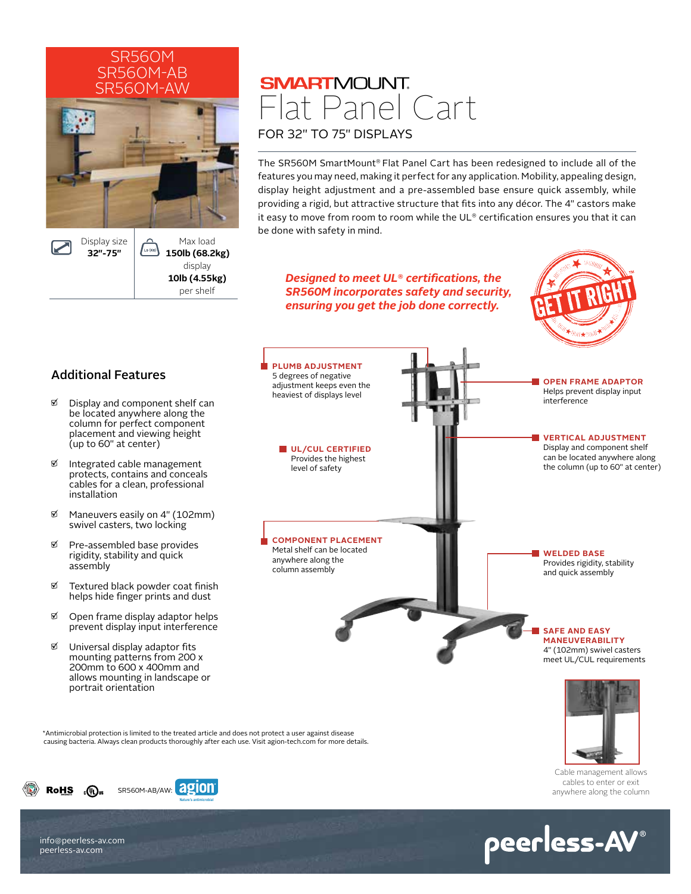SR560M
SR560M-AB
SR560M-AW

Display size **32"-75"**

Max load **150lb (68.2kg)** display
**10lb (4.55kg)** per shelf

# SMARTMOUNT. Flat Panel Cart

FOR 32" TO 75" DISPLAYS

The SR560M SmartMount® Flat Panel Cart has been redesigned to include all of the features you may need, making it perfect for any application. Mobility, appealing design, display height adjustment and a pre-assembled base ensure quick assembly, while providing a rigid, but attractive structure that fits into any décor. The 4" castors make it easy to move from room to room while the UL® certification ensures you that it can be done with safety in mind.

***Designed to meet UL® certifications, the SR560M incorporates safety and security, ensuring you get the job done correctly.***

GET IT RIGHT™

## Additional Features

- Display and component shelf can be located anywhere along the column for perfect component placement and viewing height (up to 60" at center)
- Integrated cable management protects, contains and conceals cables for a clean, professional installation
- Maneuvers easily on 4" (102mm) swivel casters, two locking
- Pre-assembled base provides rigidity, stability and quick assembly
- Textured black powder coat finish helps hide finger prints and dust
- Open frame display adaptor helps prevent display input interference
- Universal display adaptor fits mounting patterns from 200 x 200mm to 600 x 400mm and allows mounting in landscape or portrait orientation

**PLUMB ADJUSTMENT**
5 degrees of negative adjustment keeps even the heaviest of displays level

**UL/CUL CERTIFIED**
Provides the highest level of safety

**COMPONENT PLACEMENT**
Metal shelf can be located anywhere along the column assembly

**OPEN FRAME ADAPTOR**
Helps prevent display input interference

**VERTICAL ADJUSTMENT**
Display and component shelf can be located anywhere along the column (up to 60" at center)

**WELDED BASE**
Provides rigidity, stability and quick assembly

**SAFE AND EASY MANEUVERABILITY**
4" (102mm) swivel casters meet UL/CUL requirements

Cable management allows cables to enter or exit anywhere along the column

*Antimicrobial protection is limited to the treated article and does not protect a user against disease causing bacteria. Always clean products thoroughly after each use. Visit agion-tech.com for more details.

RoHS SR560M-AB/AW: agion Nature's antimicrobial

info@peerless-av.com
peerless-av.com

peerless-AV®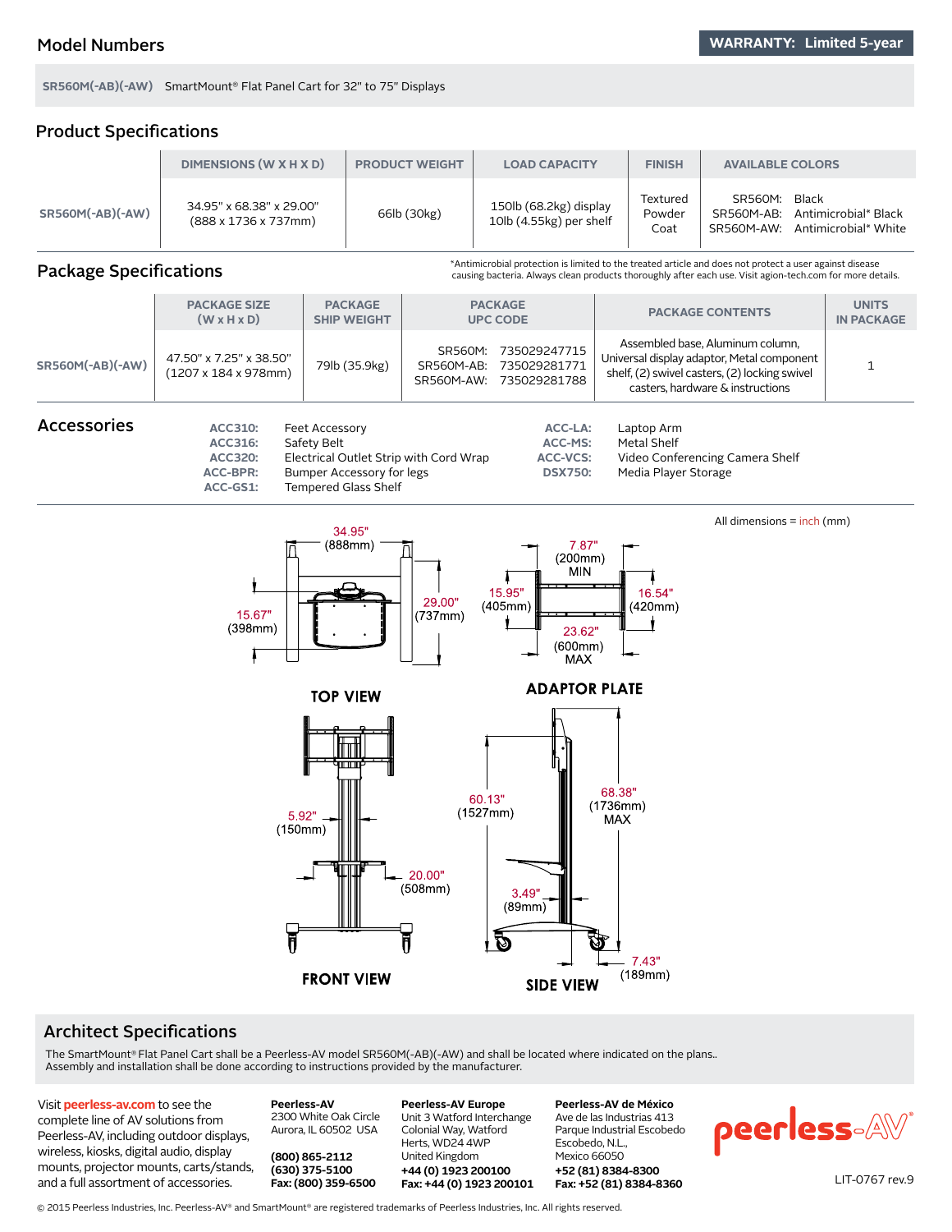## Model Numbers

**WARRANTY: Limited 5-year**

**SR560M(-AB)(-AW)** SmartMount® Flat Panel Cart for 32" to 75" Displays

## Product Specifications

| | DIMENSIONS (W X H X D) | PRODUCT WEIGHT | LOAD CAPACITY | FINISH | AVAILABLE COLORS |
|---|---|---|---|---|---|
| SR560M(-AB)(-AW) | 34.95" x 68.38" x 29.00" (888 x 1736 x 737mm) | 66lb (30kg) | 150lb (68.2kg) display 10lb (4.55kg) per shelf | Textured Powder Coat | SR560M: Black SR560M-AB: Antimicrobial* Black SR560M-AW: Antimicrobial* White |

*Antimicrobial protection is limited to the treated article and does not protect a user against disease causing bacteria. Always clean products thoroughly after each use. Visit agion-tech.com for more details.

## Package Specifications

| | PACKAGE SIZE (W x H x D) | PACKAGE SHIP WEIGHT | PACKAGE UPC CODE | PACKAGE CONTENTS | UNITS IN PACKAGE |
|---|---|---|---|---|---|
| SR560M(-AB)(-AW) | 47.50" x 7.25" x 38.50" (1207 x 184 x 978mm) | 79lb (35.9kg) | SR560M: 735029247715 SR560M-AB: 735029281771 SR560M-AW: 735029281788 | Assembled base, Aluminum column, Universal display adaptor, Metal component shelf, (2) swivel casters, (2) locking swivel casters, hardware & instructions | 1 |

## Accessories

- **ACC310:** Feet Accessory
- **ACC316:** Safety Belt
- **ACC320:** Electrical Outlet Strip with Cord Wrap
- **ACC-BPR:** Bumper Accessory for legs
- **ACC-GS1:** Tempered Glass Shelf
- **ACC-LA:** Laptop Arm
- **ACC-MS:** Metal Shelf
- **ACC-VCS:** Video Conferencing Camera Shelf
- **DSX750:** Media Player Storage

All dimensions = inch (mm)

34.95" (888mm)
15.67" (398mm)
29.00" (737mm)

**TOP VIEW**

7.87" (200mm) MIN
15.95" (405mm)
16.54" (420mm)
23.62" (600mm) MAX

**ADAPTOR PLATE**

5.92" (150mm)
20.00" (508mm)

**FRONT VIEW**

60.13" (1527mm)
68.38" (1736mm) MAX
3.49" (89mm)
7.43" (189mm)

**SIDE VIEW**

## Architect Specifications

The SmartMount® Flat Panel Cart shall be a Peerless-AV model SR560M(-AB)(-AW) and shall be located where indicated on the plans.. Assembly and installation shall be done according to instructions provided by the manufacturer.

Visit **peerless-av.com** to see the complete line of AV solutions from Peerless-AV, including outdoor displays, wireless, kiosks, digital audio, display mounts, projector mounts, carts/stands, and a full assortment of accessories.

**Peerless-AV**
2300 White Oak Circle
Aurora, IL 60502 USA

**(800) 865-2112**
**(630) 375-5100**
**Fax: (800) 359-6500**

**Peerless-AV Europe**
Unit 3 Watford Interchange
Colonial Way, Watford
Herts, WD24 4WP
United Kingdom
**+44 (0) 1923 200100**
**Fax: +44 (0) 1923 200101**

**Peerless-AV de México**
Ave de las Industrias 413
Parque Industrial Escobedo
Escobedo, N.L.,
Mexico 66050
**+52 (81) 8384-8300**
**Fax: +52 (81) 8384-8360**

peerless-AV®

LIT-0767 rev.9

© 2015 Peerless Industries, Inc. Peerless-AV® and SmartMount® are registered trademarks of Peerless Industries, Inc. All rights reserved.